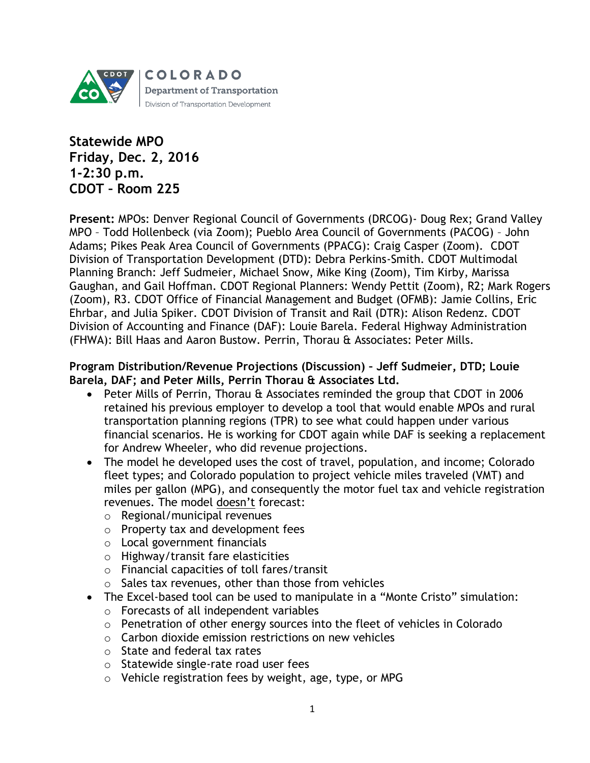**Statewide MPO**
**Friday, Dec. 2, 2016**
**1-2:30 p.m.**
**CDOT – Room 225**

**Present:** MPOs: Denver Regional Council of Governments (DRCOG)- Doug Rex; Grand Valley MPO – Todd Hollenbeck (via Zoom); Pueblo Area Council of Governments (PACOG) – John Adams; Pikes Peak Area Council of Governments (PPACG): Craig Casper (Zoom). CDOT Division of Transportation Development (DTD): Debra Perkins-Smith. CDOT Multimodal Planning Branch: Jeff Sudmeier, Michael Snow, Mike King (Zoom), Tim Kirby, Marissa Gaughan, and Gail Hoffman. CDOT Regional Planners: Wendy Pettit (Zoom), R2; Mark Rogers (Zoom), R3. CDOT Office of Financial Management and Budget (OFMB): Jamie Collins, Eric Ehrbar, and Julia Spiker. CDOT Division of Transit and Rail (DTR): Alison Redenz. CDOT Division of Accounting and Finance (DAF): Louie Barela. Federal Highway Administration (FHWA): Bill Haas and Aaron Bustow. Perrin, Thorau & Associates: Peter Mills.

**Program Distribution/Revenue Projections (Discussion) – Jeff Sudmeier, DTD; Louie Barela, DAF; and Peter Mills, Perrin Thorau & Associates Ltd.**

- Peter Mills of Perrin, Thorau & Associates reminded the group that CDOT in 2006 retained his previous employer to develop a tool that would enable MPOs and rural transportation planning regions (TPR) to see what could happen under various financial scenarios. He is working for CDOT again while DAF is seeking a replacement for Andrew Wheeler, who did revenue projections.
- The model he developed uses the cost of travel, population, and income; Colorado fleet types; and Colorado population to project vehicle miles traveled (VMT) and miles per gallon (MPG), and consequently the motor fuel tax and vehicle registration revenues. The model doesn't forecast:
  - Regional/municipal revenues
  - Property tax and development fees
  - Local government financials
  - Highway/transit fare elasticities
  - Financial capacities of toll fares/transit
  - Sales tax revenues, other than those from vehicles
- The Excel-based tool can be used to manipulate in a "Monte Cristo" simulation:
  - Forecasts of all independent variables
  - Penetration of other energy sources into the fleet of vehicles in Colorado
  - Carbon dioxide emission restrictions on new vehicles
  - State and federal tax rates
  - Statewide single-rate road user fees
  - Vehicle registration fees by weight, age, type, or MPG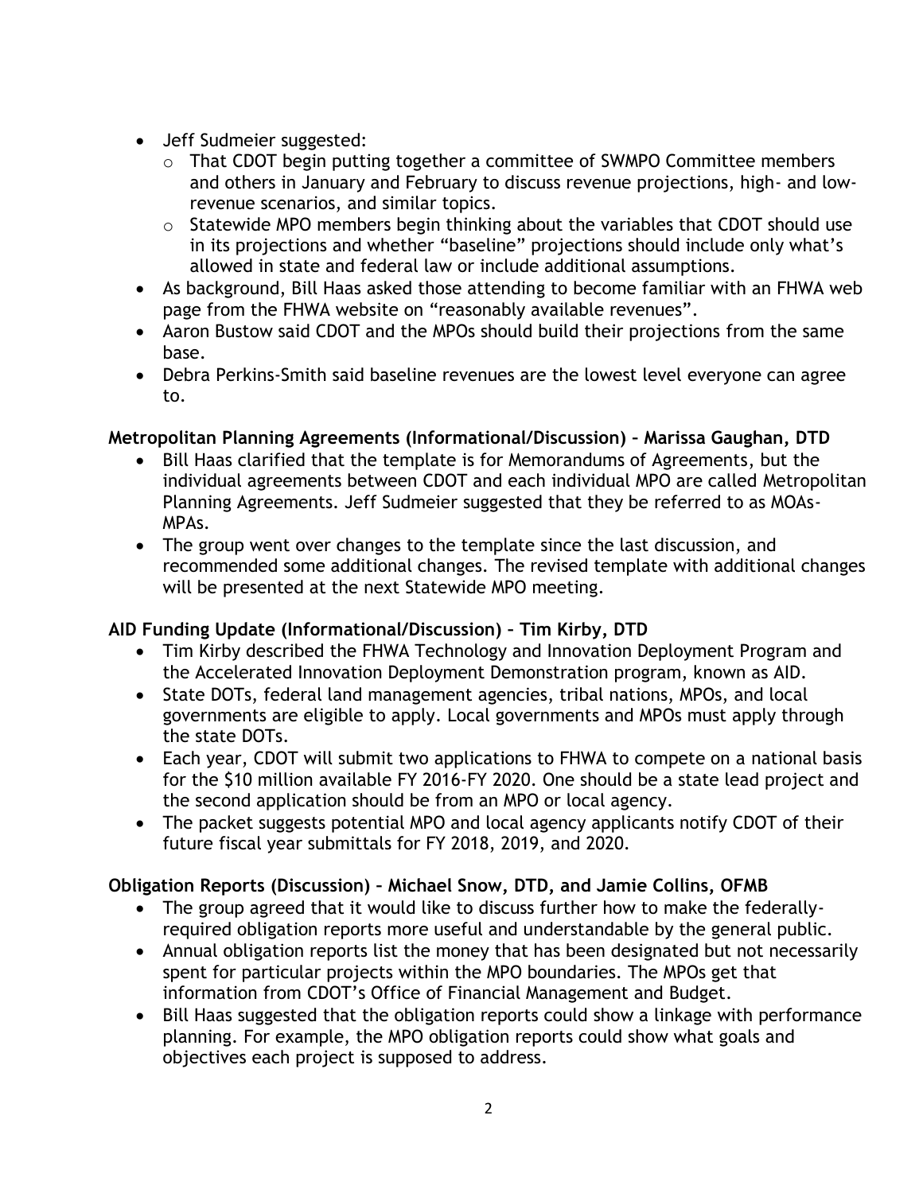- Jeff Sudmeier suggested:
  - That CDOT begin putting together a committee of SWMPO Committee members and others in January and February to discuss revenue projections, high- and low-revenue scenarios, and similar topics.
  - Statewide MPO members begin thinking about the variables that CDOT should use in its projections and whether "baseline" projections should include only what's allowed in state and federal law or include additional assumptions.
- As background, Bill Haas asked those attending to become familiar with an FHWA web page from the FHWA website on "reasonably available revenues".
- Aaron Bustow said CDOT and the MPOs should build their projections from the same base.
- Debra Perkins-Smith said baseline revenues are the lowest level everyone can agree to.

**Metropolitan Planning Agreements (Informational/Discussion) – Marissa Gaughan, DTD**

- Bill Haas clarified that the template is for Memorandums of Agreements, but the individual agreements between CDOT and each individual MPO are called Metropolitan Planning Agreements. Jeff Sudmeier suggested that they be referred to as MOAs-MPAs.
- The group went over changes to the template since the last discussion, and recommended some additional changes. The revised template with additional changes will be presented at the next Statewide MPO meeting.

**AID Funding Update (Informational/Discussion) – Tim Kirby, DTD**

- Tim Kirby described the FHWA Technology and Innovation Deployment Program and the Accelerated Innovation Deployment Demonstration program, known as AID.
- State DOTs, federal land management agencies, tribal nations, MPOs, and local governments are eligible to apply. Local governments and MPOs must apply through the state DOTs.
- Each year, CDOT will submit two applications to FHWA to compete on a national basis for the $10 million available FY 2016-FY 2020. One should be a state lead project and the second application should be from an MPO or local agency.
- The packet suggests potential MPO and local agency applicants notify CDOT of their future fiscal year submittals for FY 2018, 2019, and 2020.

**Obligation Reports (Discussion) – Michael Snow, DTD, and Jamie Collins, OFMB**

- The group agreed that it would like to discuss further how to make the federally-required obligation reports more useful and understandable by the general public.
- Annual obligation reports list the money that has been designated but not necessarily spent for particular projects within the MPO boundaries. The MPOs get that information from CDOT's Office of Financial Management and Budget.
- Bill Haas suggested that the obligation reports could show a linkage with performance planning. For example, the MPO obligation reports could show what goals and objectives each project is supposed to address.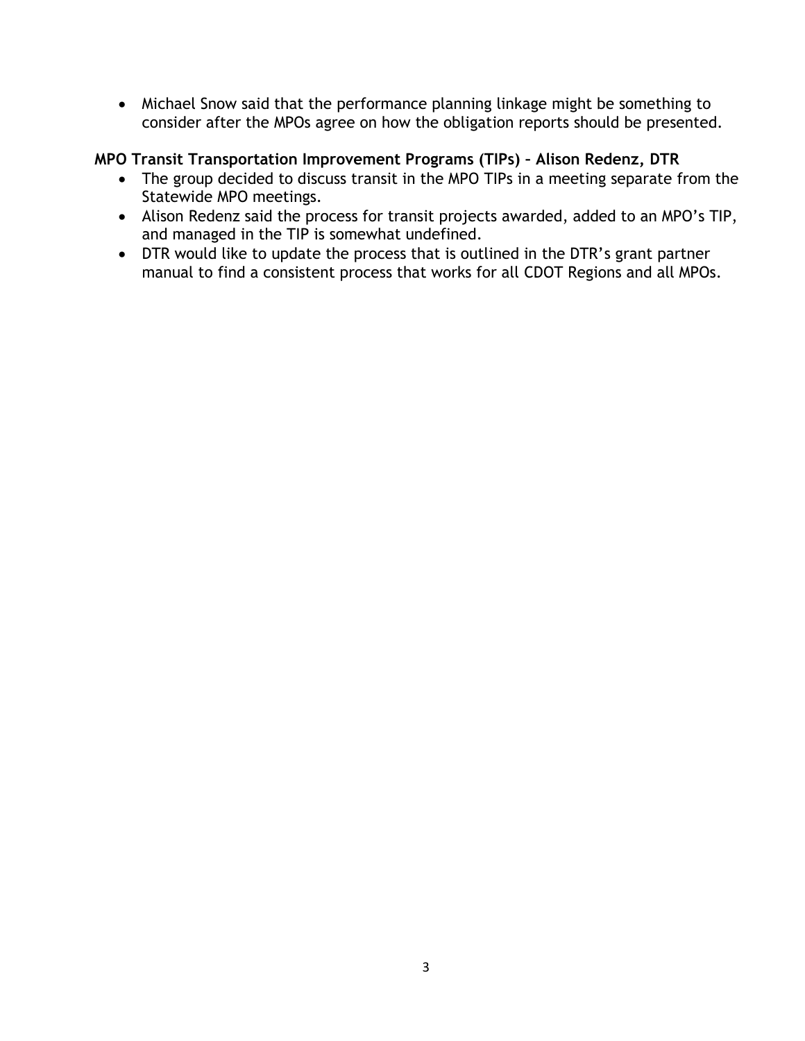- Michael Snow said that the performance planning linkage might be something to consider after the MPOs agree on how the obligation reports should be presented.

**MPO Transit Transportation Improvement Programs (TIPs) – Alison Redenz, DTR**

- The group decided to discuss transit in the MPO TIPs in a meeting separate from the Statewide MPO meetings.
- Alison Redenz said the process for transit projects awarded, added to an MPO's TIP, and managed in the TIP is somewhat undefined.
- DTR would like to update the process that is outlined in the DTR's grant partner manual to find a consistent process that works for all CDOT Regions and all MPOs.